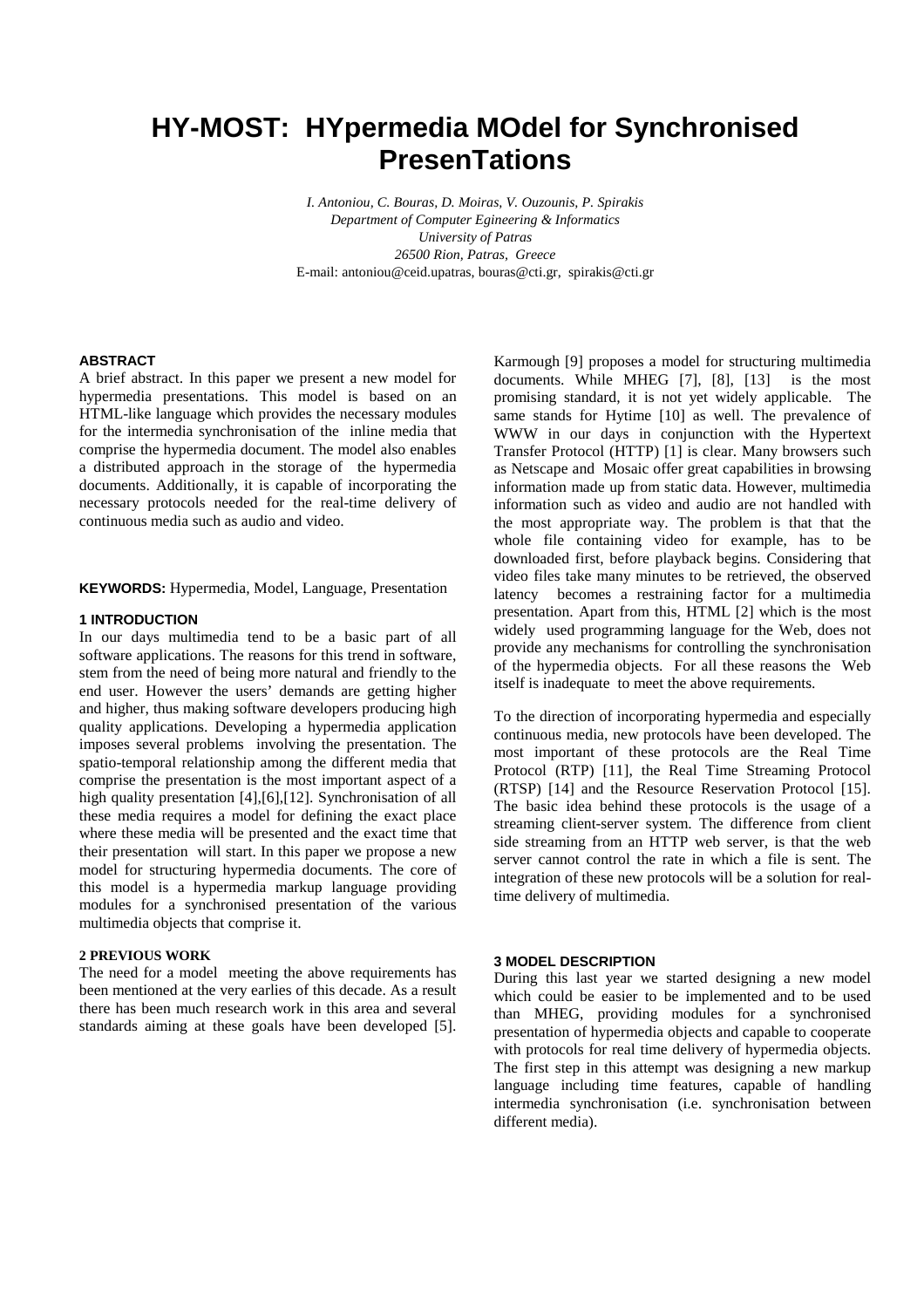# HY-MOST: HYpermedia MOdel for Synchronised PresenTations

*I. Antoniou, C. Bouras, D. Moiras, V. Ouzounis, P. Spirakis*
*Department of Computer Egineering & Informatics*
*University of Patras*
*26500 Rion, Patras, Greece*
E-mail: antoniou@ceid.upatras, bouras@cti.gr, spirakis@cti.gr

### ABSTRACT

A brief abstract. In this paper we present a new model for hypermedia presentations. This model is based on an HTML-like language which provides the necessary modules for the intermedia synchronisation of the inline media that comprise the hypermedia document. The model also enables a distributed approach in the storage of the hypermedia documents. Additionally, it is capable of incorporating the necessary protocols needed for the real-time delivery of continuous media such as audio and video.

**KEYWORDS:** Hypermedia, Model, Language, Presentation

## 1 INTRODUCTION

In our days multimedia tend to be a basic part of all software applications. The reasons for this trend in software, stem from the need of being more natural and friendly to the end user. However the users' demands are getting higher and higher, thus making software developers producing high quality applications. Developing a hypermedia application imposes several problems involving the presentation. The spatio-temporal relationship among the different media that comprise the presentation is the most important aspect of a high quality presentation [4],[6],[12]. Synchronisation of all these media requires a model for defining the exact place where these media will be presented and the exact time that their presentation will start. In this paper we propose a new model for structuring hypermedia documents. The core of this model is a hypermedia markup language providing modules for a synchronised presentation of the various multimedia objects that comprise it.

## 2 PREVIOUS WORK

The need for a model meeting the above requirements has been mentioned at the very earlies of this decade. As a result there has been much research work in this area and several standards aiming at these goals have been developed [5]. Karmough [9] proposes a model for structuring multimedia documents. While MHEG [7], [8], [13] is the most promising standard, it is not yet widely applicable. The same stands for Hytime [10] as well. The prevalence of WWW in our days in conjunction with the Hypertext Transfer Protocol (HTTP) [1] is clear. Many browsers such as Netscape and Mosaic offer great capabilities in browsing information made up from static data. However, multimedia information such as video and audio are not handled with the most appropriate way. The problem is that that the whole file containing video for example, has to be downloaded first, before playback begins. Considering that video files take many minutes to be retrieved, the observed latency becomes a restraining factor for a multimedia presentation. Apart from this, HTML [2] which is the most widely used programming language for the Web, does not provide any mechanisms for controlling the synchronisation of the hypermedia objects. For all these reasons the Web itself is inadequate to meet the above requirements.

To the direction of incorporating hypermedia and especially continuous media, new protocols have been developed. The most important of these protocols are the Real Time Protocol (RTP) [11], the Real Time Streaming Protocol (RTSP) [14] and the Resource Reservation Protocol [15]. The basic idea behind these protocols is the usage of a streaming client-server system. The difference from client side streaming from an HTTP web server, is that the web server cannot control the rate in which a file is sent. The integration of these new protocols will be a solution for real-time delivery of multimedia.

## 3 MODEL DESCRIPTION

During this last year we started designing a new model which could be easier to be implemented and to be used than MHEG, providing modules for a synchronised presentation of hypermedia objects and capable to cooperate with protocols for real time delivery of hypermedia objects. The first step in this attempt was designing a new markup language including time features, capable of handling intermedia synchronisation (i.e. synchronisation between different media).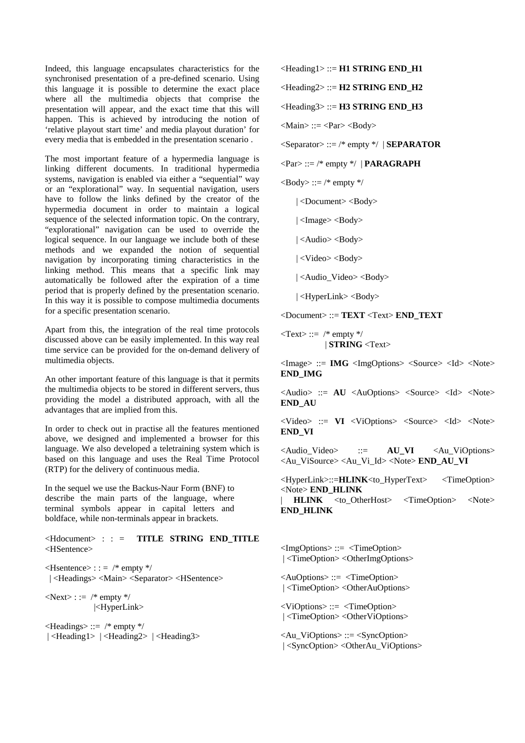Indeed, this language encapsulates characteristics for the synchronised presentation of a pre-defined scenario. Using this language it is possible to determine the exact place where all the multimedia objects that comprise the presentation will appear, and the exact time that this will happen. This is achieved by introducing the notion of 'relative playout start time' and media playout duration' for every media that is embedded in the presentation scenario .

The most important feature of a hypermedia language is linking different documents. In traditional hypermedia systems, navigation is enabled via either a "sequential" way or an "explorational" way. In sequential navigation, users have to follow the links defined by the creator of the hypermedia document in order to maintain a logical sequence of the selected information topic. On the contrary, "explorational" navigation can be used to override the logical sequence. In our language we include both of these methods and we expanded the notion of sequential navigation by incorporating timing characteristics in the linking method. This means that a specific link may automatically be followed after the expiration of a time period that is properly defined by the presentation scenario. In this way it is possible to compose multimedia documents for a specific presentation scenario.

Apart from this, the integration of the real time protocols discussed above can be easily implemented. In this way real time service can be provided for the on-demand delivery of multimedia objects.

An other important feature of this language is that it permits the multimedia objects to be stored in different servers, thus providing the model a distributed approach, with all the advantages that are implied from this.

In order to check out in practise all the features mentioned above, we designed and implemented a browser for this language. We also developed a teletraining system which is based on this language and uses the Real Time Protocol (RTP) for the delivery of continuous media.

In the sequel we use the Backus-Naur Form (BNF) to describe the main parts of the language, where terminal symbols appear in capital letters and boldface, while non-terminals appear in brackets.

<Hdocument> : : = **TITLE STRING END_TITLE** <HSentence>

<Hsentence> : : = /* empty */
| <Headings> <Main> <Separator> <HSentence>

<Next> : := /* empty */
|<HyperLink>

<Headings> ::= /* empty */
| <Heading1> | <Heading2> | <Heading3>

<Heading1> ::= **H1 STRING END_H1**

<Heading2> ::= **H2 STRING END_H2**

<Heading3> ::= **H3 STRING END_H3**

<Main> ::= <Par> <Body>

<Separator> ::= /* empty */ | **SEPARATOR**

<Par> ::= /* empty */ | **PARAGRAPH**

<Body> ::= /* empty */
| <Document> <Body>
| <Image> <Body>
| <Audio> <Body>
| <Video> <Body>
| <Audio_Video> <Body>
| <HyperLink> <Body>

<Document> ::= **TEXT** <Text> **END_TEXT**

<Text> ::= /* empty */
| **STRING** <Text>

<Image> ::= **IMG** <ImgOptions> <Source> <Id> <Note> **END_IMG**

<Audio> ::= **AU** <AuOptions> <Source> <Id> <Note> **END_AU**

<Video> ::= **VI** <ViOptions> <Source> <Id> <Note> **END_VI**

<Audio_Video> ::= **AU_VI** <Au_ViOptions> <Au_ViSource> <Au_Vi_Id> <Note> **END_AU_VI**

<HyperLink>::=**HLINK**<to_HyperText> <TimeOption> <Note> **END_HLINK**
| **HLINK** <to_OtherHost> <TimeOption> <Note> **END_HLINK**

<ImgOptions> ::= <TimeOption>
| <TimeOption> <OtherImgOptions>

<AuOptions> ::= <TimeOption>
| <TimeOption> <OtherAuOptions>

<ViOptions> ::= <TimeOption>
| <TimeOption> <OtherViOptions>

<Au_ViOptions> ::= <SyncOption>
| <SyncOption> <OtherAu_ViOptions>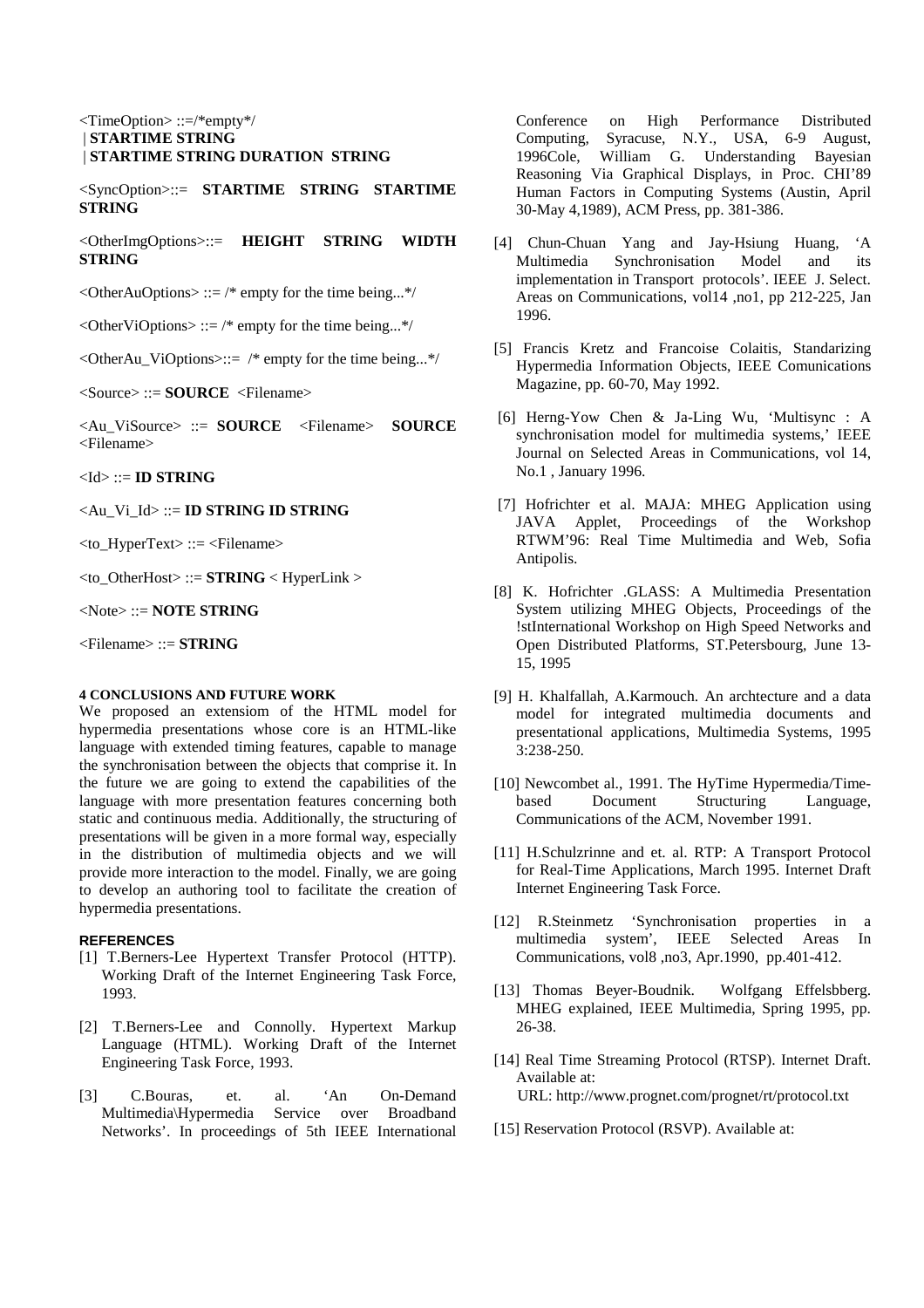<TimeOption> ::=/*empty*/
 | **STARTIME STRING**
 | **STARTIME STRING DURATION STRING**

<SyncOption>::= **STARTIME STRING STARTIME STRING**

<OtherImgOptions>::= **HEIGHT STRING WIDTH STRING**

<OtherAuOptions> ::= /* empty for the time being...*/

<OtherViOptions> ::= /* empty for the time being...*/

<OtherAu_ViOptions>::= /* empty for the time being...*/

<Source> ::= **SOURCE** <Filename>

<Au_ViSource> ::= **SOURCE** <Filename> **SOURCE** <Filename>

<Id> ::= **ID STRING**

<Au_Vi_Id> ::= **ID STRING ID STRING**

<to_HyperText> ::= <Filename>

<to_OtherHost> ::= **STRING** < HyperLink >

<Note> ::= **NOTE STRING**

<Filename> ::= **STRING**

#### 4 CONCLUSIONS AND FUTURE WORK

We proposed an extensiom of the HTML model for hypermedia presentations whose core is an HTML-like language with extended timing features, capable to manage the synchronisation between the objects that comprise it. In the future we are going to extend the capabilities of the language with more presentation features concerning both static and continuous media. Additionally, the structuring of presentations will be given in a more formal way, especially in the distribution of multimedia objects and we will provide more interaction to the model. Finally, we are going to develop an authoring tool to facilitate the creation of hypermedia presentations.

#### REFERENCES

[1] T.Berners-Lee Hypertext Transfer Protocol (HTTP). Working Draft of the Internet Engineering Task Force, 1993.

[2] T.Berners-Lee and Connolly. Hypertext Markup Language (HTML). Working Draft of the Internet Engineering Task Force, 1993.

[3] C.Bouras, et. al. 'An On-Demand Multimedia\Hypermedia Service over Broadband Networks'. In proceedings of 5th IEEE International Conference on High Performance Distributed Computing, Syracuse, N.Y., USA, 6-9 August, 1996Cole, William G. Understanding Bayesian Reasoning Via Graphical Displays, in Proc. CHI'89 Human Factors in Computing Systems (Austin, April 30-May 4,1989), ACM Press, pp. 381-386.

[4] Chun-Chuan Yang and Jay-Hsiung Huang, 'A Multimedia Synchronisation Model and its implementation in Transport protocols'. IEEE J. Select. Areas on Communications, vol14 ,no1, pp 212-225, Jan 1996.

[5] Francis Kretz and Francoise Colaitis, Standarizing Hypermedia Information Objects, IEEE Comunications Magazine, pp. 60-70, May 1992.

[6] Herng-Yow Chen & Ja-Ling Wu, 'Multisync : A synchronisation model for multimedia systems,' IEEE Journal on Selected Areas in Communications, vol 14, No.1 , January 1996.

[7] Hofrichter et al. MAJA: MHEG Application using JAVA Applet, Proceedings of the Workshop RTWM'96: Real Time Multimedia and Web, Sofia Antipolis.

[8] K. Hofrichter .GLASS: A Multimedia Presentation System utilizing MHEG Objects, Proceedings of the !stInternational Workshop on High Speed Networks and Open Distributed Platforms, ST.Petersbourg, June 13-15, 1995

[9] H. Khalfallah, A.Karmouch. An archtecture and a data model for integrated multimedia documents and presentational applications, Multimedia Systems, 1995 3:238-250.

[10] Newcombet al., 1991. The HyTime Hypermedia/Time-based Document Structuring Language, Communications of the ACM, November 1991.

[11] H.Schulzrinne and et. al. RTP: A Transport Protocol for Real-Time Applications, March 1995. Internet Draft Internet Engineering Task Force.

[12] R.Steinmetz 'Synchronisation properties in a multimedia system', IEEE Selected Areas In Communications, vol8 ,no3, Apr.1990, pp.401-412.

[13] Thomas Beyer-Boudnik. Wolfgang Effelsbberg. MHEG explained, IEEE Multimedia, Spring 1995, pp. 26-38.

[14] Real Time Streaming Protocol (RTSP). Internet Draft. Available at:
URL: http://www.prognet.com/prognet/rt/protocol.txt

[15] Reservation Protocol (RSVP). Available at: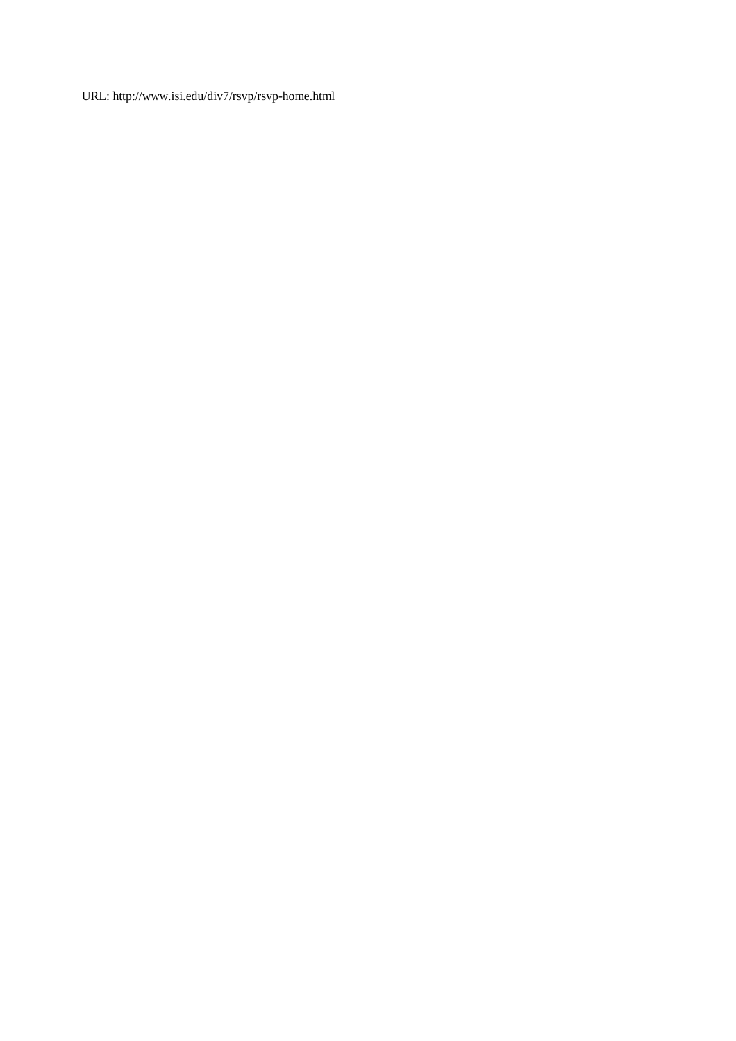URL: http://www.isi.edu/div7/rsvp/rsvp-home.html